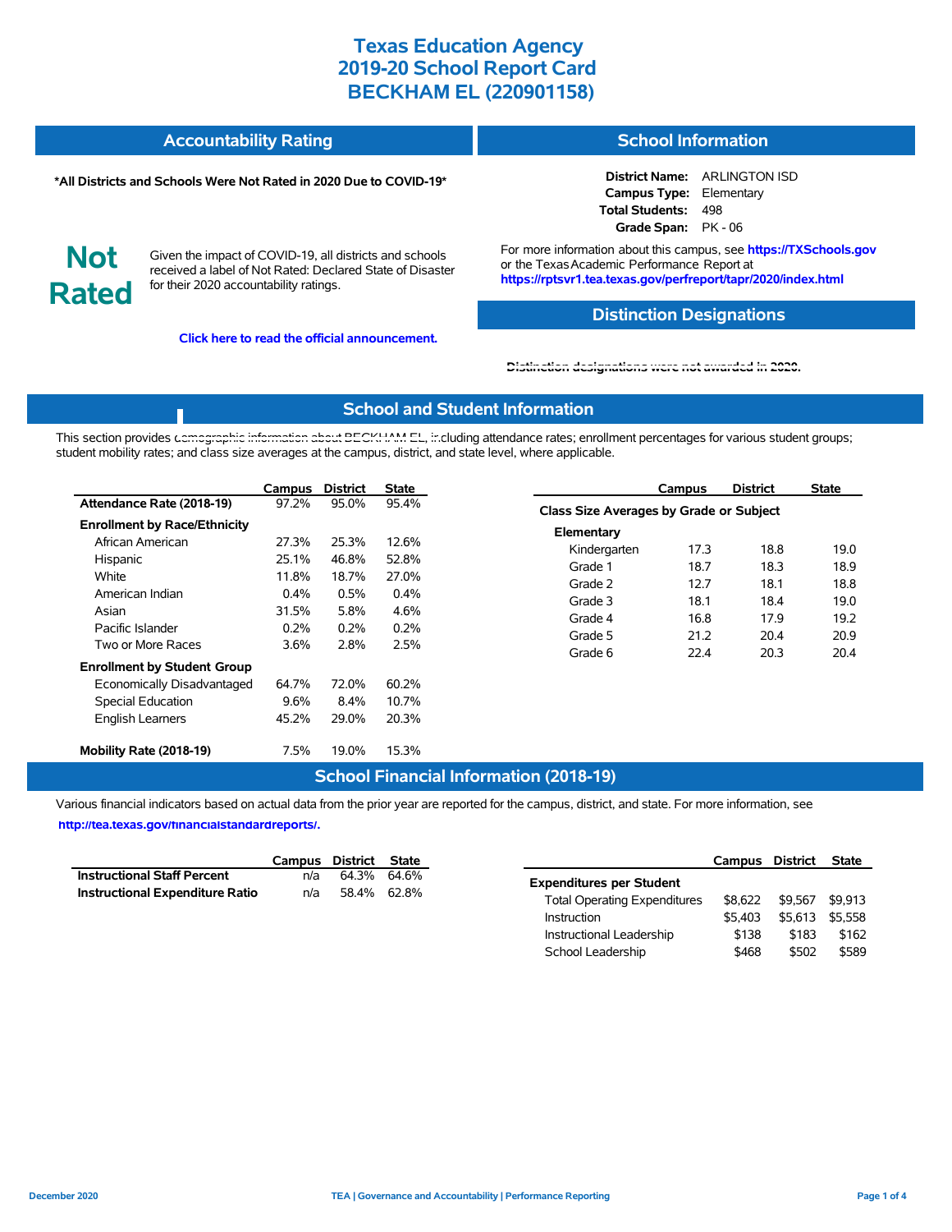# Texas Education Agency
# 2019-20 School Report Card
# BECKHAM EL (220901158)

## Accountability Rating

**\*All Districts and Schools Were Not Rated in 2020 Due to COVID-19\***

**Not Rated**

Given the impact of COVID-19, all districts and schools received a label of Not Rated: Declared State of Disaster for their 2020 accountability ratings.

**Click here to read the official announcement.**

## School Information

**District Name:** ARLINGTON ISD
**Campus Type:** Elementary
**Total Students:** 498
**Grade Span:** PK - 06

For more information about this campus, see **https://TXSchools.gov** or the Texas Academic Performance Report at **https://rptsvr1.tea.texas.gov/perfreport/tapr/2020/index.html**

## Distinction Designations

**Distinction designations were not awarded in 2020.**

## School and Student Information

This section provides demographic information about BECKHAM EL, including attendance rates; enrollment percentages for various student groups; student mobility rates; and class size averages at the campus, district, and state level, where applicable.

| | Campus | District | State |
|---|---|---|---|
| **Attendance Rate (2018-19)** | 97.2% | 95.0% | 95.4% |
| **Enrollment by Race/Ethnicity** | | | |
| African American | 27.3% | 25.3% | 12.6% |
| Hispanic | 25.1% | 46.8% | 52.8% |
| White | 11.8% | 18.7% | 27.0% |
| American Indian | 0.4% | 0.5% | 0.4% |
| Asian | 31.5% | 5.8% | 4.6% |
| Pacific Islander | 0.2% | 0.2% | 0.2% |
| Two or More Races | 3.6% | 2.8% | 2.5% |
| **Enrollment by Student Group** | | | |
| Economically Disadvantaged | 64.7% | 72.0% | 60.2% |
| Special Education | 9.6% | 8.4% | 10.7% |
| English Learners | 45.2% | 29.0% | 20.3% |
| **Mobility Rate (2018-19)** | 7.5% | 19.0% | 15.3% |

| | Campus | District | State |
|---|---|---|---|
| **Class Size Averages by Grade or Subject** | | | |
| **Elementary** | | | |
| Kindergarten | 17.3 | 18.8 | 19.0 |
| Grade 1 | 18.7 | 18.3 | 18.9 |
| Grade 2 | 12.7 | 18.1 | 18.8 |
| Grade 3 | 18.1 | 18.4 | 19.0 |
| Grade 4 | 16.8 | 17.9 | 19.2 |
| Grade 5 | 21.2 | 20.4 | 20.9 |
| Grade 6 | 22.4 | 20.3 | 20.4 |

## School Financial Information (2018-19)

Various financial indicators based on actual data from the prior year are reported for the campus, district, and state. For more information, see **http://tea.texas.gov/financialstandardreports/.**

| | Campus | District | State |
|---|---|---|---|
| **Instructional Staff Percent** | n/a | 64.3% | 64.6% |
| **Instructional Expenditure Ratio** | n/a | 58.4% | 62.8% |

| | Campus | District | State |
|---|---|---|---|
| **Expenditures per Student** | | | |
| Total Operating Expenditures | $8,622 | $9,567 | $9,913 |
| Instruction | $5,403 | $5,613 | $5,558 |
| Instructional Leadership | $138 | $183 | $162 |
| School Leadership | $468 | $502 | $589 |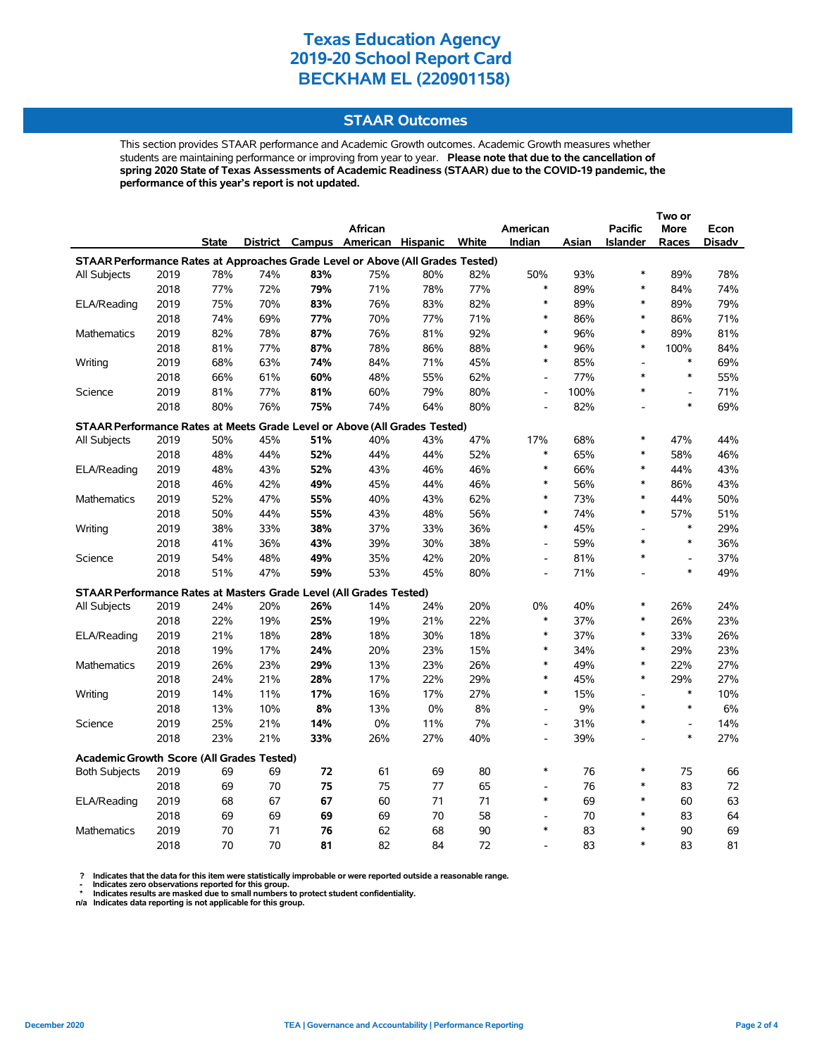# Texas Education Agency
# 2019-20 School Report Card
# BECKHAM EL (220901158)

## STAAR Outcomes

This section provides STAAR performance and Academic Growth outcomes. Academic Growth measures whether students are maintaining performance or improving from year to year. **Please note that due to the cancellation of spring 2020 State of Texas Assessments of Academic Readiness (STAAR) due to the COVID-19 pandemic, the performance of this year's report is not updated.**

| | | State | District | Campus | African American | Hispanic | White | American Indian | Asian | Pacific Islander | Two or More Races | Econ Disadv |
|---|---|---|---|---|---|---|---|---|---|---|---|---|
| **STAAR Performance Rates at Approaches Grade Level or Above (All Grades Tested)** | | | | | | | | | | | | |
| All Subjects | 2019 | 78% | 74% | **83%** | 75% | 80% | 82% | 50% | 93% | * | 89% | 78% |
| | 2018 | 77% | 72% | **79%** | 71% | 78% | 77% | * | 89% | * | 84% | 74% |
| ELA/Reading | 2019 | 75% | 70% | **83%** | 76% | 83% | 82% | * | 89% | * | 89% | 79% |
| | 2018 | 74% | 69% | **77%** | 70% | 77% | 71% | * | 86% | * | 86% | 71% |
| Mathematics | 2019 | 82% | 78% | **87%** | 76% | 81% | 92% | * | 96% | * | 89% | 81% |
| | 2018 | 81% | 77% | **87%** | 78% | 86% | 88% | * | 96% | * | 100% | 84% |
| Writing | 2019 | 68% | 63% | **74%** | 84% | 71% | 45% | * | 85% | - | * | 69% |
| | 2018 | 66% | 61% | **60%** | 48% | 55% | 62% | - | 77% | * | * | 55% |
| Science | 2019 | 81% | 77% | **81%** | 60% | 79% | 80% | - | 100% | * | - | 71% |
| | 2018 | 80% | 76% | **75%** | 74% | 64% | 80% | - | 82% | - | * | 69% |
| **STAAR Performance Rates at Meets Grade Level or Above (All Grades Tested)** | | | | | | | | | | | | |
| All Subjects | 2019 | 50% | 45% | **51%** | 40% | 43% | 47% | 17% | 68% | * | 47% | 44% |
| | 2018 | 48% | 44% | **52%** | 44% | 44% | 52% | * | 65% | * | 58% | 46% |
| ELA/Reading | 2019 | 48% | 43% | **52%** | 43% | 46% | 46% | * | 66% | * | 44% | 43% |
| | 2018 | 46% | 42% | **49%** | 45% | 44% | 46% | * | 56% | * | 86% | 43% |
| Mathematics | 2019 | 52% | 47% | **55%** | 40% | 43% | 62% | * | 73% | * | 44% | 50% |
| | 2018 | 50% | 44% | **55%** | 43% | 48% | 56% | * | 74% | * | 57% | 51% |
| Writing | 2019 | 38% | 33% | **38%** | 37% | 33% | 36% | * | 45% | - | * | 29% |
| | 2018 | 41% | 36% | **43%** | 39% | 30% | 38% | - | 59% | * | * | 36% |
| Science | 2019 | 54% | 48% | **49%** | 35% | 42% | 20% | - | 81% | * | - | 37% |
| | 2018 | 51% | 47% | **59%** | 53% | 45% | 80% | - | 71% | - | * | 49% |
| **STAAR Performance Rates at Masters Grade Level (All Grades Tested)** | | | | | | | | | | | | |
| All Subjects | 2019 | 24% | 20% | **26%** | 14% | 24% | 20% | 0% | 40% | * | 26% | 24% |
| | 2018 | 22% | 19% | **25%** | 19% | 21% | 22% | * | 37% | * | 26% | 23% |
| ELA/Reading | 2019 | 21% | 18% | **28%** | 18% | 30% | 18% | * | 37% | * | 33% | 26% |
| | 2018 | 19% | 17% | **24%** | 20% | 23% | 15% | * | 34% | * | 29% | 23% |
| Mathematics | 2019 | 26% | 23% | **29%** | 13% | 23% | 26% | * | 49% | * | 22% | 27% |
| | 2018 | 24% | 21% | **28%** | 17% | 22% | 29% | * | 45% | * | 29% | 27% |
| Writing | 2019 | 14% | 11% | **17%** | 16% | 17% | 27% | * | 15% | - | * | 10% |
| | 2018 | 13% | 10% | **8%** | 13% | 0% | 8% | - | 9% | * | * | 6% |
| Science | 2019 | 25% | 21% | **14%** | 0% | 11% | 7% | - | 31% | * | - | 14% |
| | 2018 | 23% | 21% | **33%** | 26% | 27% | 40% | - | 39% | - | * | 27% |
| **Academic Growth Score (All Grades Tested)** | | | | | | | | | | | | |
| Both Subjects | 2019 | 69 | 69 | **72** | 61 | 69 | 80 | * | 76 | * | 75 | 66 |
| | 2018 | 69 | 70 | **75** | 75 | 77 | 65 | - | 76 | * | 83 | 72 |
| ELA/Reading | 2019 | 68 | 67 | **67** | 60 | 71 | 71 | * | 69 | * | 60 | 63 |
| | 2018 | 69 | 69 | **69** | 69 | 70 | 58 | - | 70 | * | 83 | 64 |
| Mathematics | 2019 | 70 | 71 | **76** | 62 | 68 | 90 | * | 83 | * | 90 | 69 |
| | 2018 | 70 | 70 | **81** | 82 | 84 | 72 | - | 83 | * | 83 | 81 |

**?** Indicates that the data for this item were statistically improbable or were reported outside a reasonable range.
**-** Indicates zero observations reported for this group.
**\*** Indicates results are masked due to small numbers to protect student confidentiality.
**n/a** Indicates data reporting is not applicable for this group.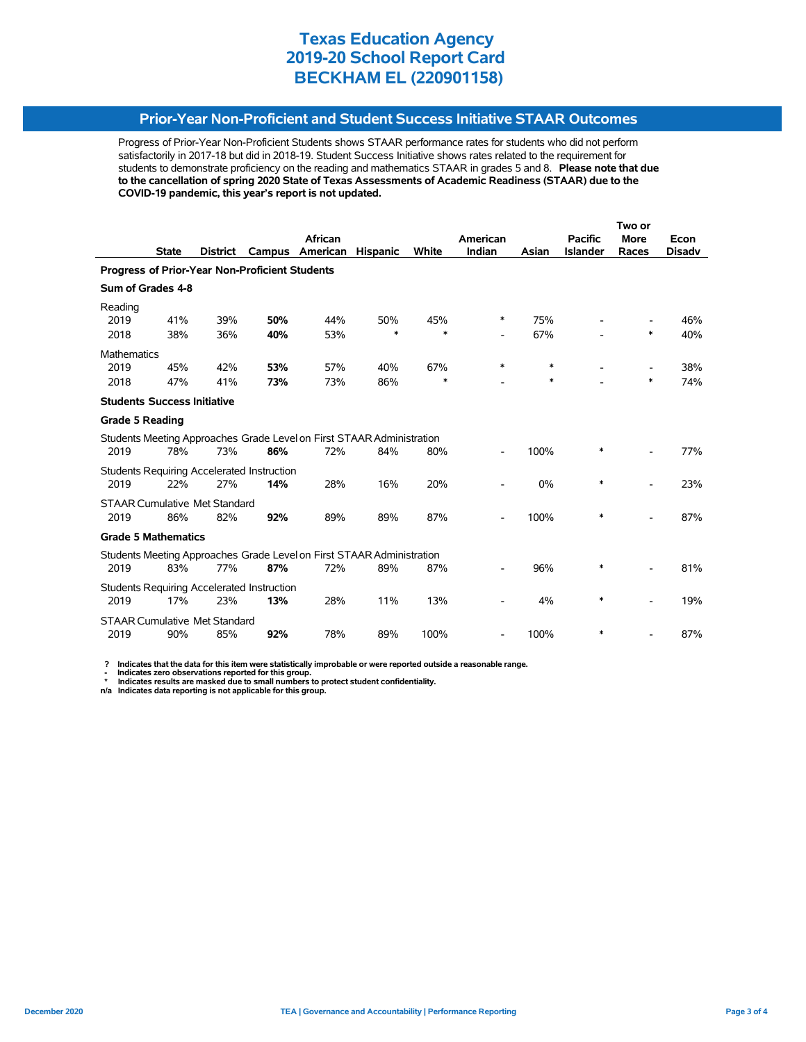# Texas Education Agency
# 2019-20 School Report Card
# BECKHAM EL (220901158)

## Prior-Year Non-Proficient and Student Success Initiative STAAR Outcomes

Progress of Prior-Year Non-Proficient Students shows STAAR performance rates for students who did not perform satisfactorily in 2017-18 but did in 2018-19. Student Success Initiative shows rates related to the requirement for students to demonstrate proficiency on the reading and mathematics STAAR in grades 5 and 8. **Please note that due to the cancellation of spring 2020 State of Texas Assessments of Academic Readiness (STAAR) due to the COVID-19 pandemic, this year's report is not updated.**

| | State | District | Campus | African American | Hispanic | White | American Indian | Asian | Pacific Islander | Two or More Races | Econ Disadv |
|---|---|---|---|---|---|---|---|---|---|---|---|
| **Progress of Prior-Year Non-Proficient Students** | | | | | | | | | | | |
| **Sum of Grades 4-8** | | | | | | | | | | | |
| Reading | | | | | | | | | | | |
| 2019 | 41% | 39% | **50%** | 44% | 50% | 45% | * | 75% | - | - | 46% |
| 2018 | 38% | 36% | **40%** | 53% | * | * | - | 67% | - | * | 40% |
| Mathematics | | | | | | | | | | | |
| 2019 | 45% | 42% | **53%** | 57% | 40% | 67% | * | * | - | - | 38% |
| 2018 | 47% | 41% | **73%** | 73% | 86% | * | - | * | - | * | 74% |
| **Students Success Initiative** | | | | | | | | | | | |
| **Grade 5 Reading** | | | | | | | | | | | |
| Students Meeting Approaches Grade Level on First STAAR Administration | | | | | | | | | | | |
| 2019 | 78% | 73% | **86%** | 72% | 84% | 80% | - | 100% | * | - | 77% |
| Students Requiring Accelerated Instruction | | | | | | | | | | | |
| 2019 | 22% | 27% | **14%** | 28% | 16% | 20% | - | 0% | * | - | 23% |
| STAAR Cumulative Met Standard | | | | | | | | | | | |
| 2019 | 86% | 82% | **92%** | 89% | 89% | 87% | - | 100% | * | - | 87% |
| **Grade 5 Mathematics** | | | | | | | | | | | |
| Students Meeting Approaches Grade Level on First STAAR Administration | | | | | | | | | | | |
| 2019 | 83% | 77% | **87%** | 72% | 89% | 87% | - | 96% | * | - | 81% |
| Students Requiring Accelerated Instruction | | | | | | | | | | | |
| 2019 | 17% | 23% | **13%** | 28% | 11% | 13% | - | 4% | * | - | 19% |
| STAAR Cumulative Met Standard | | | | | | | | | | | |
| 2019 | 90% | 85% | **92%** | 78% | 89% | 100% | - | 100% | * | - | 87% |

**? Indicates that the data for this item were statistically improbable or were reported outside a reasonable range.**
**- Indicates zero observations reported for this group.**
**\* Indicates results are masked due to small numbers to protect student confidentiality.**
**n/a Indicates data reporting is not applicable for this group.**